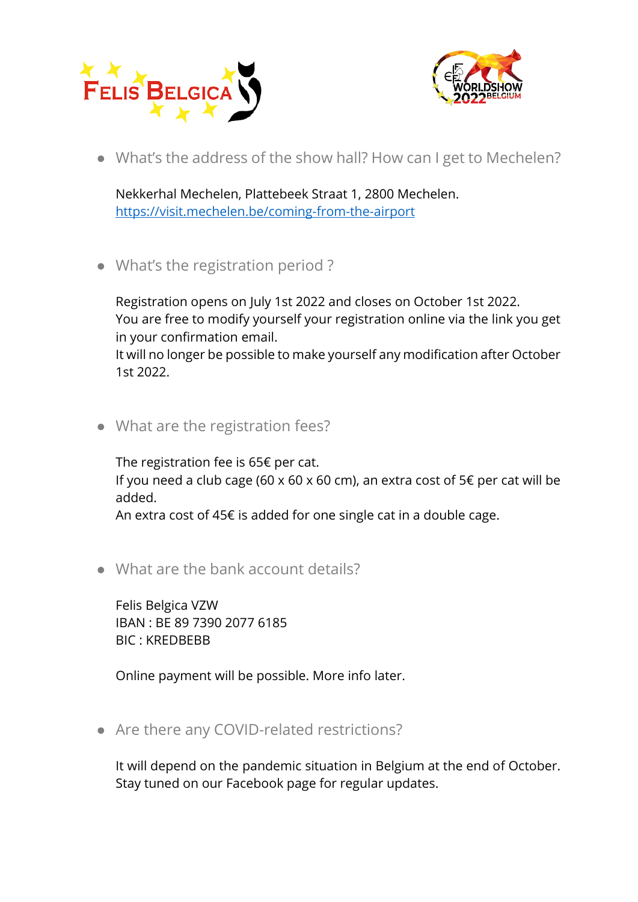- What's the address of the show hall? How can I get to Mechelen?

  Nekkerhal Mechelen, Plattebeek Straat 1, 2800 Mechelen.
  https://visit.mechelen.be/coming-from-the-airport

- What's the registration period ?

  Registration opens on July 1st 2022 and closes on October 1st 2022.
  You are free to modify yourself your registration online via the link you get in your confirmation email.
  It will no longer be possible to make yourself any modification after October 1st 2022.

- What are the registration fees?

  The registration fee is 65€ per cat.
  If you need a club cage (60 x 60 x 60 cm), an extra cost of 5€ per cat will be added.
  An extra cost of 45€ is added for one single cat in a double cage.

- What are the bank account details?

  Felis Belgica VZW
  IBAN : BE 89 7390 2077 6185
  BIC : KREDBEBB

  Online payment will be possible. More info later.

- Are there any COVID-related restrictions?

  It will depend on the pandemic situation in Belgium at the end of October.
  Stay tuned on our Facebook page for regular updates.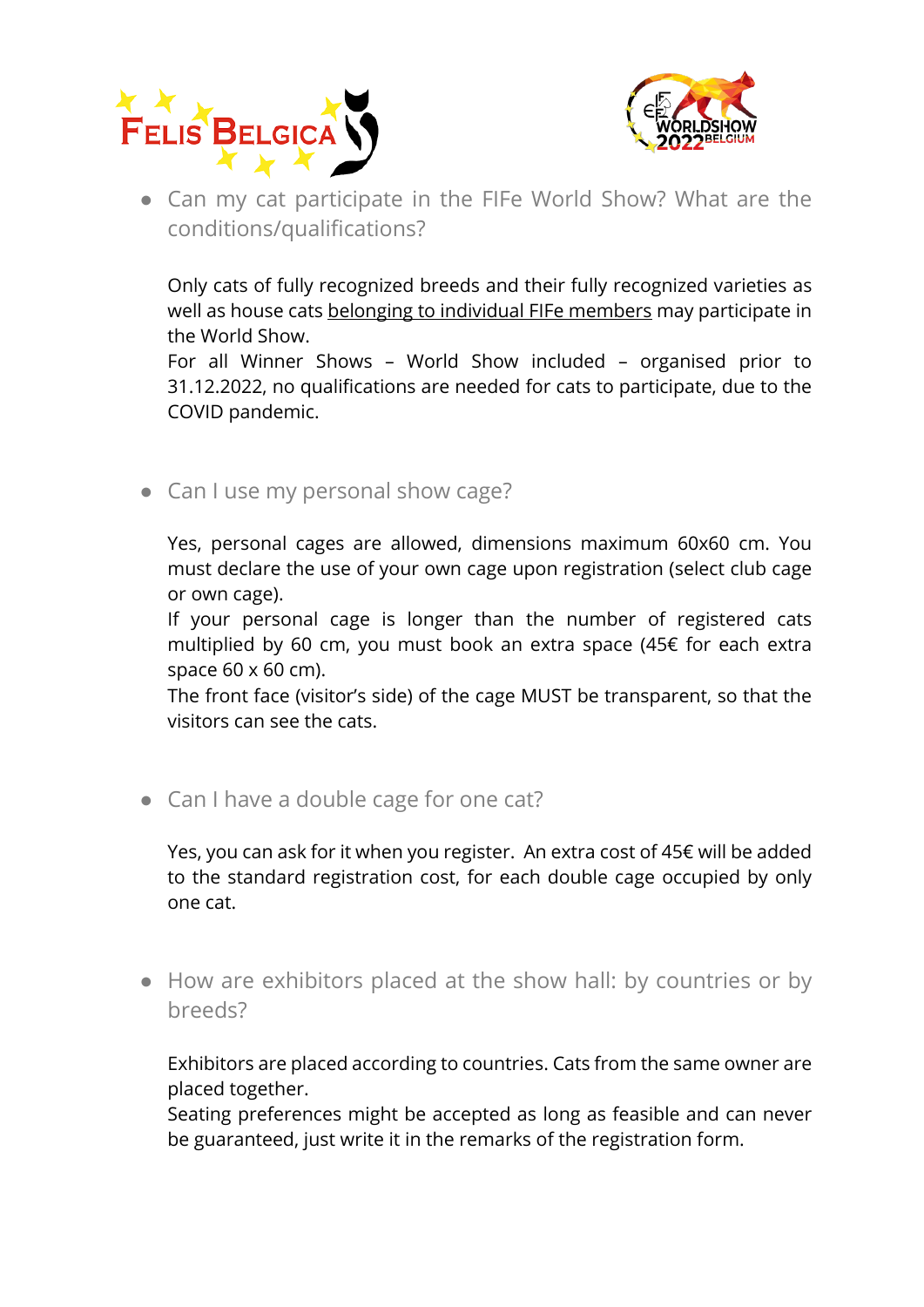- Can my cat participate in the FIFe World Show? What are the conditions/qualifications?

  Only cats of fully recognized breeds and their fully recognized varieties as well as house cats belonging to individual FIFe members may participate in the World Show.
  For all Winner Shows – World Show included – organised prior to 31.12.2022, no qualifications are needed for cats to participate, due to the COVID pandemic.

- Can I use my personal show cage?

  Yes, personal cages are allowed, dimensions maximum 60x60 cm. You must declare the use of your own cage upon registration (select club cage or own cage).
  If your personal cage is longer than the number of registered cats multiplied by 60 cm, you must book an extra space (45€ for each extra space 60 x 60 cm).
  The front face (visitor's side) of the cage MUST be transparent, so that the visitors can see the cats.

- Can I have a double cage for one cat?

  Yes, you can ask for it when you register. An extra cost of 45€ will be added to the standard registration cost, for each double cage occupied by only one cat.

- How are exhibitors placed at the show hall: by countries or by breeds?

  Exhibitors are placed according to countries. Cats from the same owner are placed together.
  Seating preferences might be accepted as long as feasible and can never be guaranteed, just write it in the remarks of the registration form.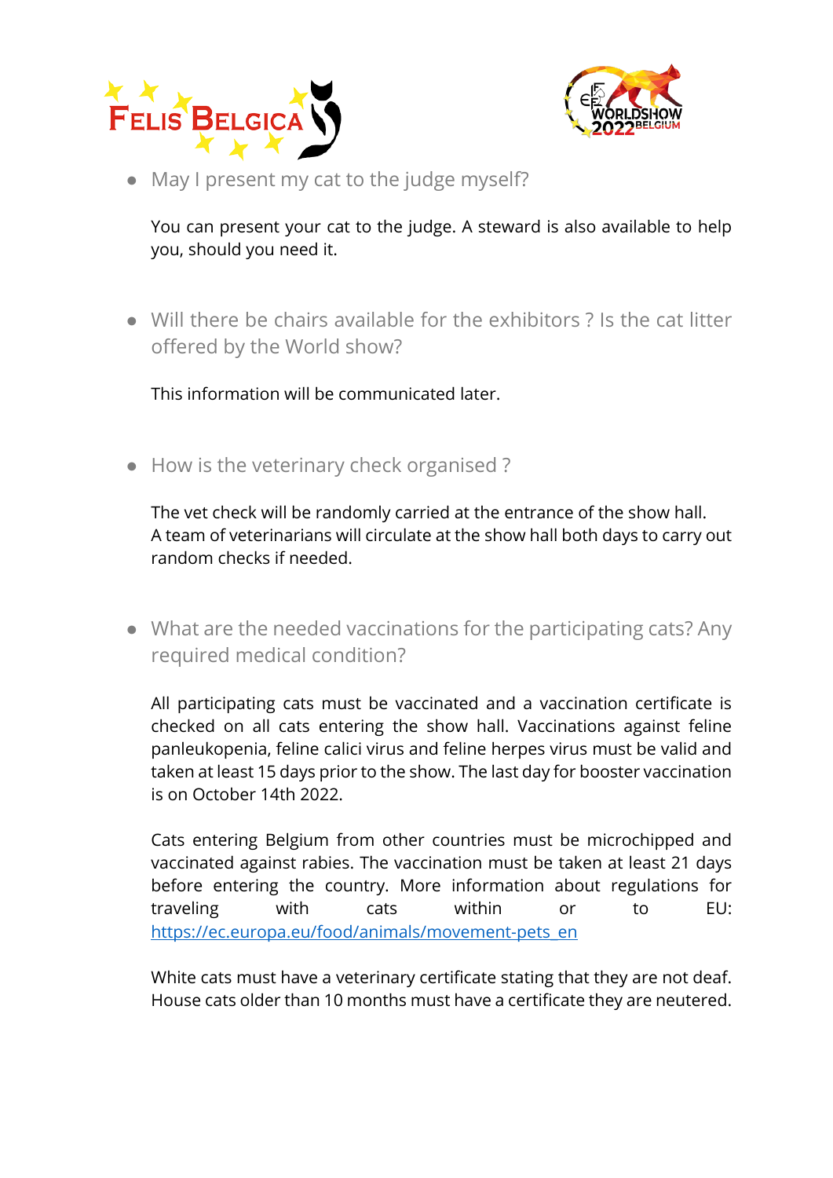- May I present my cat to the judge myself?

  You can present your cat to the judge. A steward is also available to help you, should you need it.

- Will there be chairs available for the exhibitors ? Is the cat litter offered by the World show?

  This information will be communicated later.

- How is the veterinary check organised ?

  The vet check will be randomly carried at the entrance of the show hall.
  A team of veterinarians will circulate at the show hall both days to carry out random checks if needed.

- What are the needed vaccinations for the participating cats? Any required medical condition?

  All participating cats must be vaccinated and a vaccination certificate is checked on all cats entering the show hall. Vaccinations against feline panleukopenia, feline calici virus and feline herpes virus must be valid and taken at least 15 days prior to the show. The last day for booster vaccination is on October 14th 2022.

  Cats entering Belgium from other countries must be microchipped and vaccinated against rabies. The vaccination must be taken at least 21 days before entering the country. More information about regulations for traveling with cats within or to EU: [https://ec.europa.eu/food/animals/movement-pets_en](https://ec.europa.eu/food/animals/movement-pets_en)

  White cats must have a veterinary certificate stating that they are not deaf.
  House cats older than 10 months must have a certificate they are neutered.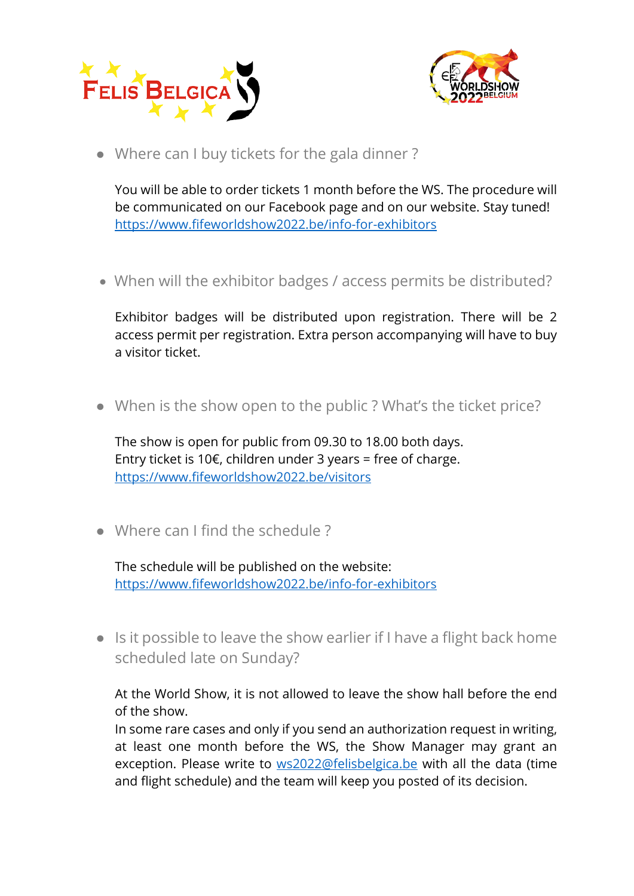- Where can I buy tickets for the gala dinner ?

  You will be able to order tickets 1 month before the WS. The procedure will be communicated on our Facebook page and on our website. Stay tuned!
  https://www.fifeworldshow2022.be/info-for-exhibitors

- When will the exhibitor badges / access permits be distributed?

  Exhibitor badges will be distributed upon registration. There will be 2 access permit per registration. Extra person accompanying will have to buy a visitor ticket.

- When is the show open to the public ? What's the ticket price?

  The show is open for public from 09.30 to 18.00 both days.
  Entry ticket is 10€, children under 3 years = free of charge.
  https://www.fifeworldshow2022.be/visitors

- Where can I find the schedule ?

  The schedule will be published on the website:
  https://www.fifeworldshow2022.be/info-for-exhibitors

- Is it possible to leave the show earlier if I have a flight back home scheduled late on Sunday?

  At the World Show, it is not allowed to leave the show hall before the end of the show.
  In some rare cases and only if you send an authorization request in writing, at least one month before the WS, the Show Manager may grant an exception. Please write to ws2022@felisbelgica.be with all the data (time and flight schedule) and the team will keep you posted of its decision.